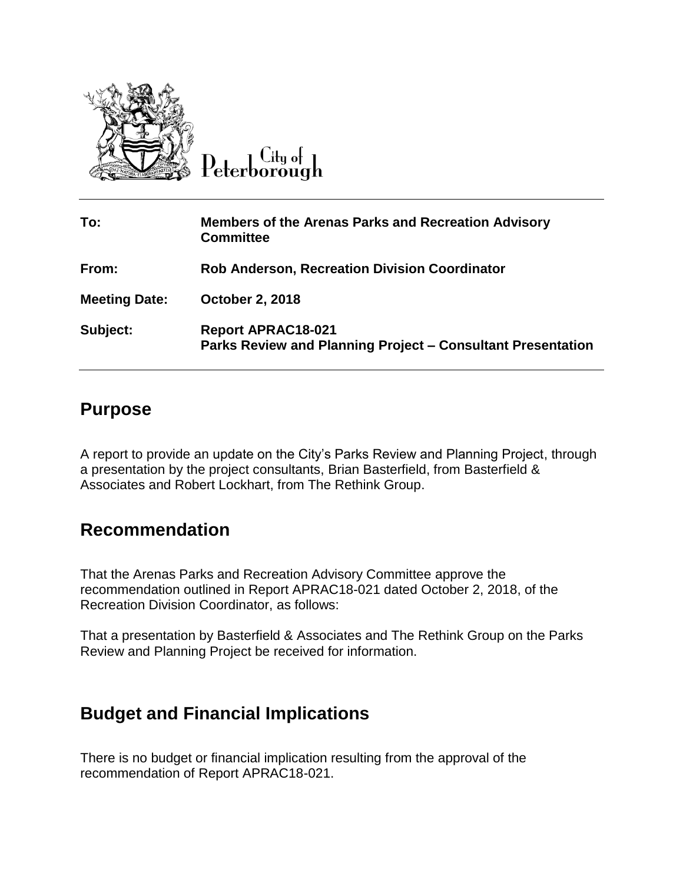City of Peterborough

| To: | Members of the Arenas Parks and Recreation Advisory Committee |
| --- | --- |
| From: | Rob Anderson, Recreation Division Coordinator |
| Meeting Date: | October 2, 2018 |
| Subject: | Report APRAC18-021<br>Parks Review and Planning Project – Consultant Presentation |

## Purpose

A report to provide an update on the City's Parks Review and Planning Project, through a presentation by the project consultants, Brian Basterfield, from Basterfield & Associates and Robert Lockhart, from The Rethink Group.

## Recommendation

That the Arenas Parks and Recreation Advisory Committee approve the recommendation outlined in Report APRAC18-021 dated October 2, 2018, of the Recreation Division Coordinator, as follows:

That a presentation by Basterfield & Associates and The Rethink Group on the Parks Review and Planning Project be received for information.

## Budget and Financial Implications

There is no budget or financial implication resulting from the approval of the recommendation of Report APRAC18-021.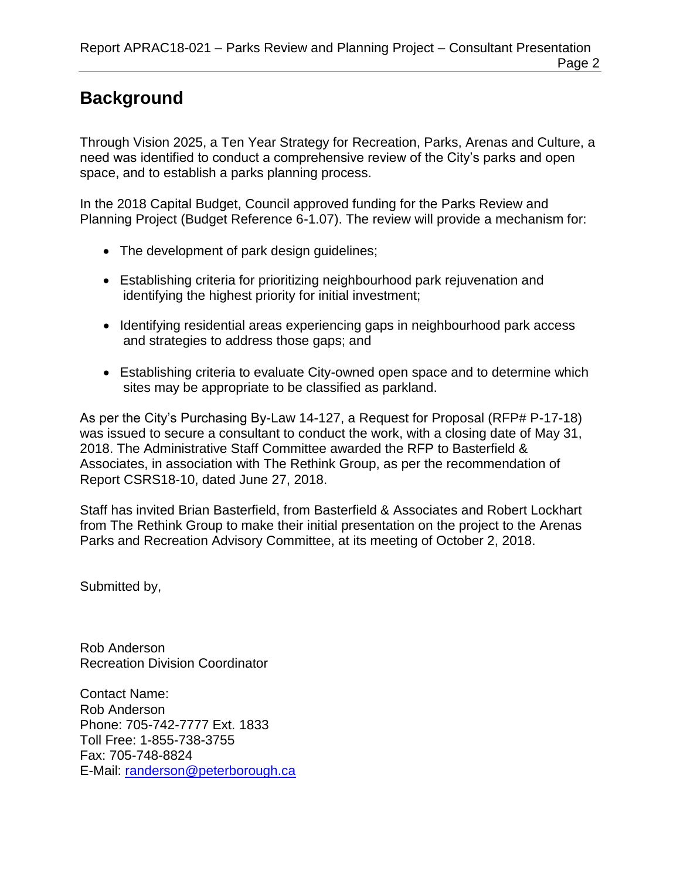## Background

Through Vision 2025, a Ten Year Strategy for Recreation, Parks, Arenas and Culture, a need was identified to conduct a comprehensive review of the City's parks and open space, and to establish a parks planning process.

In the 2018 Capital Budget, Council approved funding for the Parks Review and Planning Project (Budget Reference 6-1.07). The review will provide a mechanism for:

- The development of park design guidelines;
- Establishing criteria for prioritizing neighbourhood park rejuvenation and identifying the highest priority for initial investment;
- Identifying residential areas experiencing gaps in neighbourhood park access and strategies to address those gaps; and
- Establishing criteria to evaluate City-owned open space and to determine which sites may be appropriate to be classified as parkland.

As per the City's Purchasing By-Law 14-127, a Request for Proposal (RFP# P-17-18) was issued to secure a consultant to conduct the work, with a closing date of May 31, 2018. The Administrative Staff Committee awarded the RFP to Basterfield & Associates, in association with The Rethink Group, as per the recommendation of Report CSRS18-10, dated June 27, 2018.

Staff has invited Brian Basterfield, from Basterfield & Associates and Robert Lockhart from The Rethink Group to make their initial presentation on the project to the Arenas Parks and Recreation Advisory Committee, at its meeting of October 2, 2018.

Submitted by,

Rob Anderson
Recreation Division Coordinator

Contact Name:
Rob Anderson
Phone: 705-742-7777 Ext. 1833
Toll Free: 1-855-738-3755
Fax: 705-748-8824
E-Mail: randerson@peterborough.ca